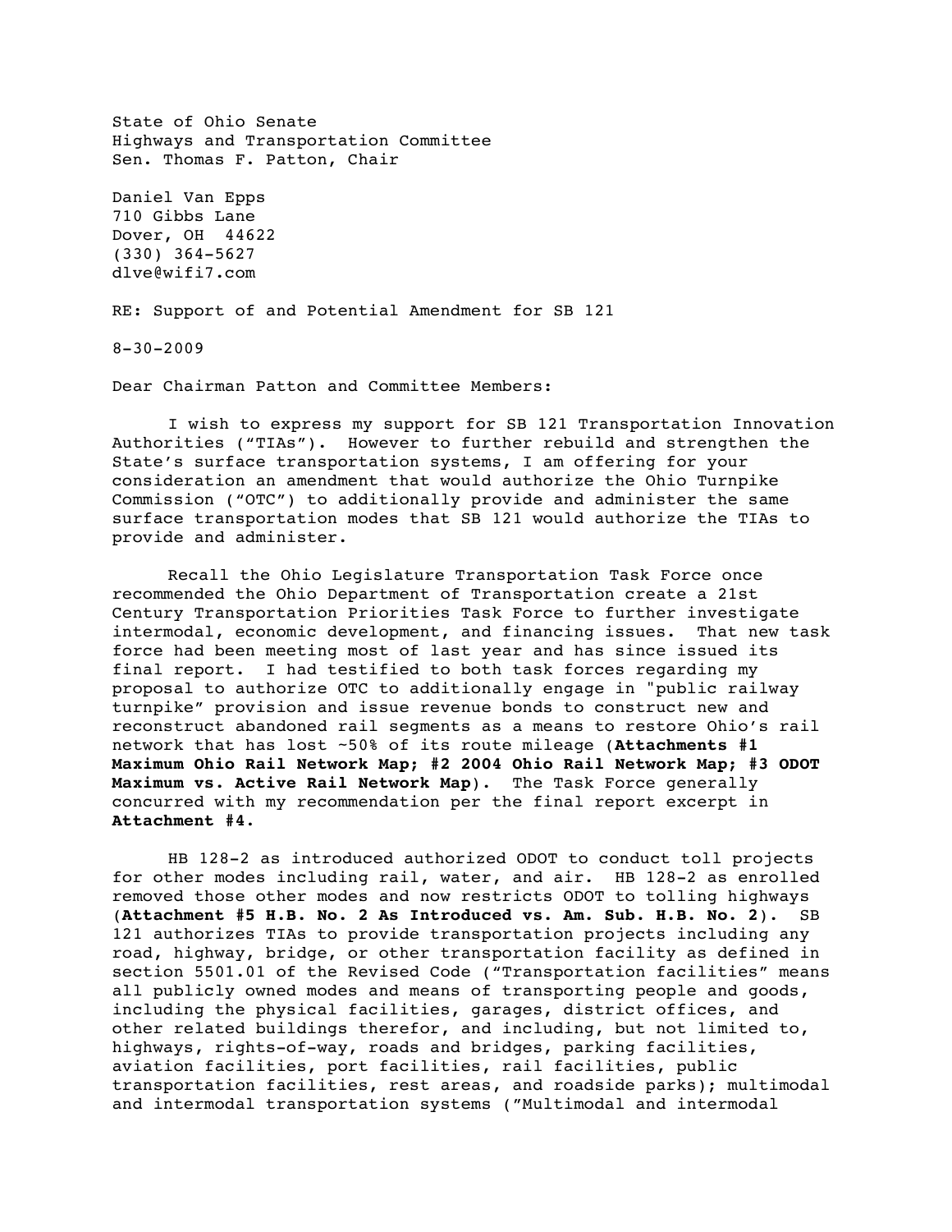State of Ohio Senate
Highways and Transportation Committee
Sen. Thomas F. Patton, Chair

Daniel Van Epps
710 Gibbs Lane
Dover, OH 44622
(330) 364-5627
dlve@wifi7.com

RE: Support of and Potential Amendment for SB 121

8-30-2009

Dear Chairman Patton and Committee Members:

I wish to express my support for SB 121 Transportation Innovation Authorities ("TIAs"). However to further rebuild and strengthen the State's surface transportation systems, I am offering for your consideration an amendment that would authorize the Ohio Turnpike Commission ("OTC") to additionally provide and administer the same surface transportation modes that SB 121 would authorize the TIAs to provide and administer.

Recall the Ohio Legislature Transportation Task Force once recommended the Ohio Department of Transportation create a 21st Century Transportation Priorities Task Force to further investigate intermodal, economic development, and financing issues. That new task force had been meeting most of last year and has since issued its final report. I had testified to both task forces regarding my proposal to authorize OTC to additionally engage in "public railway turnpike" provision and issue revenue bonds to construct new and reconstruct abandoned rail segments as a means to restore Ohio's rail network that has lost ~50% of its route mileage (**Attachments #1 Maximum Ohio Rail Network Map; #2 2004 Ohio Rail Network Map; #3 ODOT Maximum vs. Active Rail Network Map**). The Task Force generally concurred with my recommendation per the final report excerpt in **Attachment #4.**

HB 128-2 as introduced authorized ODOT to conduct toll projects for other modes including rail, water, and air. HB 128-2 as enrolled removed those other modes and now restricts ODOT to tolling highways (**Attachment #5 H.B. No. 2 As Introduced vs. Am. Sub. H.B. No. 2**). SB 121 authorizes TIAs to provide transportation projects including any road, highway, bridge, or other transportation facility as defined in section 5501.01 of the Revised Code ("Transportation facilities" means all publicly owned modes and means of transporting people and goods, including the physical facilities, garages, district offices, and other related buildings therefor, and including, but not limited to, highways, rights-of-way, roads and bridges, parking facilities, aviation facilities, port facilities, rail facilities, public transportation facilities, rest areas, and roadside parks); multimodal and intermodal transportation systems ("Multimodal and intermodal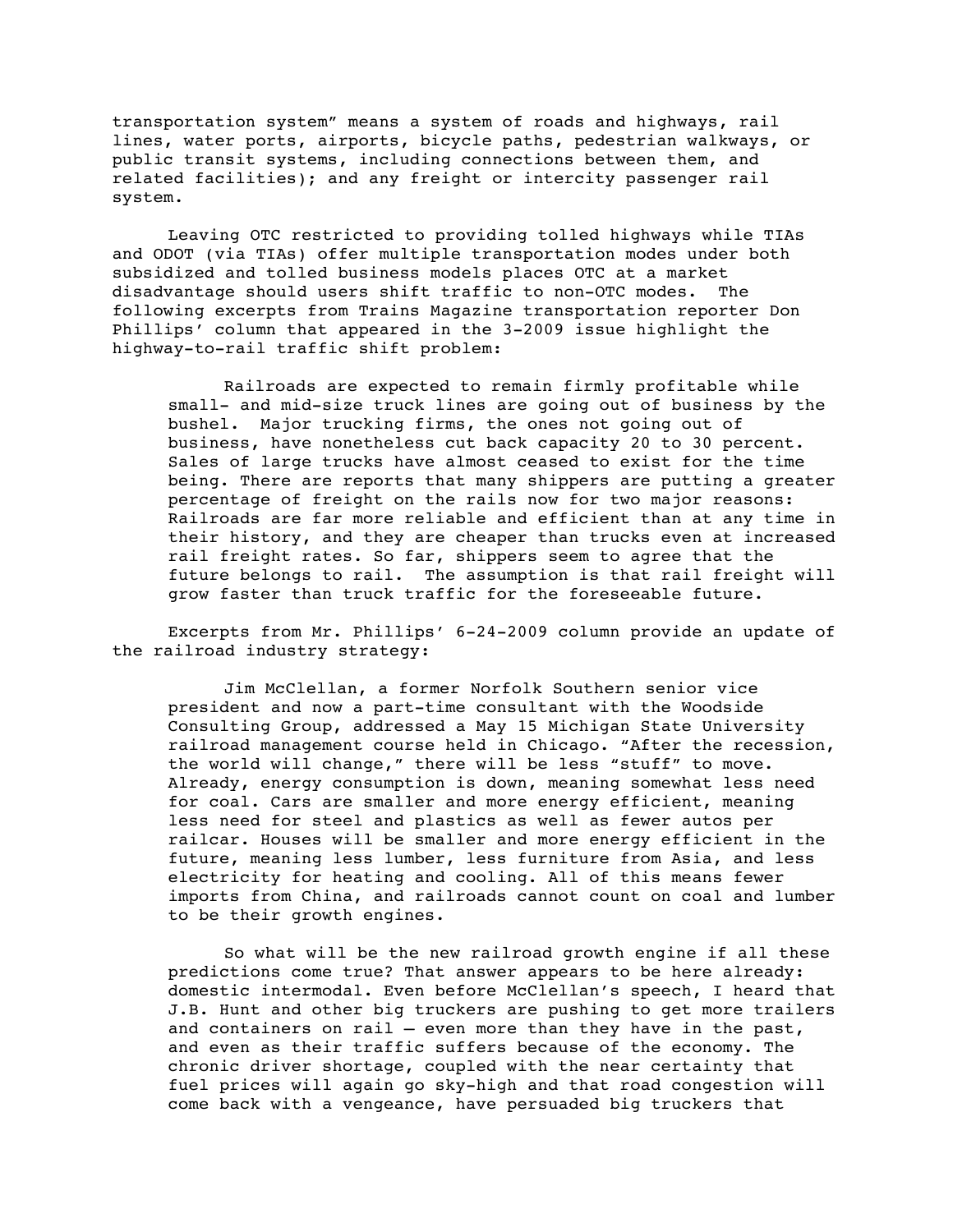transportation system" means a system of roads and highways, rail lines, water ports, airports, bicycle paths, pedestrian walkways, or public transit systems, including connections between them, and related facilities); and any freight or intercity passenger rail system.

Leaving OTC restricted to providing tolled highways while TIAs and ODOT (via TIAs) offer multiple transportation modes under both subsidized and tolled business models places OTC at a market disadvantage should users shift traffic to non-OTC modes. The following excerpts from Trains Magazine transportation reporter Don Phillips' column that appeared in the 3-2009 issue highlight the highway-to-rail traffic shift problem:

> Railroads are expected to remain firmly profitable while small- and mid-size truck lines are going out of business by the bushel. Major trucking firms, the ones not going out of business, have nonetheless cut back capacity 20 to 30 percent. Sales of large trucks have almost ceased to exist for the time being. There are reports that many shippers are putting a greater percentage of freight on the rails now for two major reasons: Railroads are far more reliable and efficient than at any time in their history, and they are cheaper than trucks even at increased rail freight rates. So far, shippers seem to agree that the future belongs to rail. The assumption is that rail freight will grow faster than truck traffic for the foreseeable future.

Excerpts from Mr. Phillips' 6-24-2009 column provide an update of the railroad industry strategy:

> Jim McClellan, a former Norfolk Southern senior vice president and now a part-time consultant with the Woodside Consulting Group, addressed a May 15 Michigan State University railroad management course held in Chicago. "After the recession, the world will change," there will be less "stuff" to move. Already, energy consumption is down, meaning somewhat less need for coal. Cars are smaller and more energy efficient, meaning less need for steel and plastics as well as fewer autos per railcar. Houses will be smaller and more energy efficient in the future, meaning less lumber, less furniture from Asia, and less electricity for heating and cooling. All of this means fewer imports from China, and railroads cannot count on coal and lumber to be their growth engines.
>
> So what will be the new railroad growth engine if all these predictions come true? That answer appears to be here already: domestic intermodal. Even before McClellan's speech, I heard that J.B. Hunt and other big truckers are pushing to get more trailers and containers on rail – even more than they have in the past, and even as their traffic suffers because of the economy. The chronic driver shortage, coupled with the near certainty that fuel prices will again go sky-high and that road congestion will come back with a vengeance, have persuaded big truckers that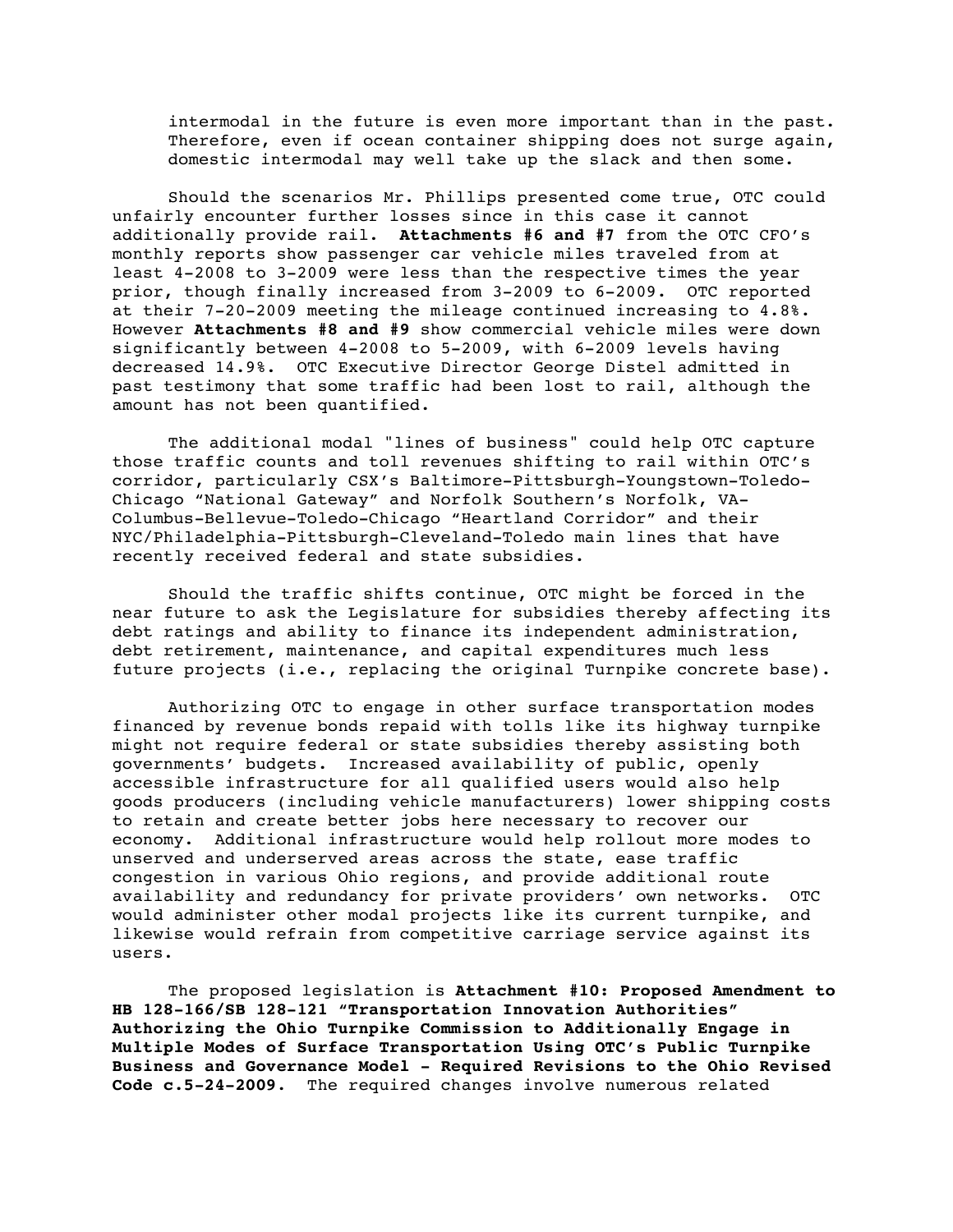intermodal in the future is even more important than in the past. Therefore, even if ocean container shipping does not surge again, domestic intermodal may well take up the slack and then some.

Should the scenarios Mr. Phillips presented come true, OTC could unfairly encounter further losses since in this case it cannot additionally provide rail. **Attachments #6 and #7** from the OTC CFO's monthly reports show passenger car vehicle miles traveled from at least 4-2008 to 3-2009 were less than the respective times the year prior, though finally increased from 3-2009 to 6-2009. OTC reported at their 7-20-2009 meeting the mileage continued increasing to 4.8%. However **Attachments #8 and #9** show commercial vehicle miles were down significantly between 4-2008 to 5-2009, with 6-2009 levels having decreased 14.9%. OTC Executive Director George Distel admitted in past testimony that some traffic had been lost to rail, although the amount has not been quantified.

The additional modal "lines of business" could help OTC capture those traffic counts and toll revenues shifting to rail within OTC's corridor, particularly CSX's Baltimore-Pittsburgh-Youngstown-Toledo-Chicago "National Gateway" and Norfolk Southern's Norfolk, VA-Columbus-Bellevue-Toledo-Chicago "Heartland Corridor" and their NYC/Philadelphia-Pittsburgh-Cleveland-Toledo main lines that have recently received federal and state subsidies.

Should the traffic shifts continue, OTC might be forced in the near future to ask the Legislature for subsidies thereby affecting its debt ratings and ability to finance its independent administration, debt retirement, maintenance, and capital expenditures much less future projects (i.e., replacing the original Turnpike concrete base).

Authorizing OTC to engage in other surface transportation modes financed by revenue bonds repaid with tolls like its highway turnpike might not require federal or state subsidies thereby assisting both governments' budgets. Increased availability of public, openly accessible infrastructure for all qualified users would also help goods producers (including vehicle manufacturers) lower shipping costs to retain and create better jobs here necessary to recover our economy. Additional infrastructure would help rollout more modes to unserved and underserved areas across the state, ease traffic congestion in various Ohio regions, and provide additional route availability and redundancy for private providers' own networks. OTC would administer other modal projects like its current turnpike, and likewise would refrain from competitive carriage service against its users.

The proposed legislation is **Attachment #10: Proposed Amendment to HB 128-166/SB 128-121 "Transportation Innovation Authorities" Authorizing the Ohio Turnpike Commission to Additionally Engage in Multiple Modes of Surface Transportation Using OTC's Public Turnpike Business and Governance Model - Required Revisions to the Ohio Revised Code c.5-24-2009.** The required changes involve numerous related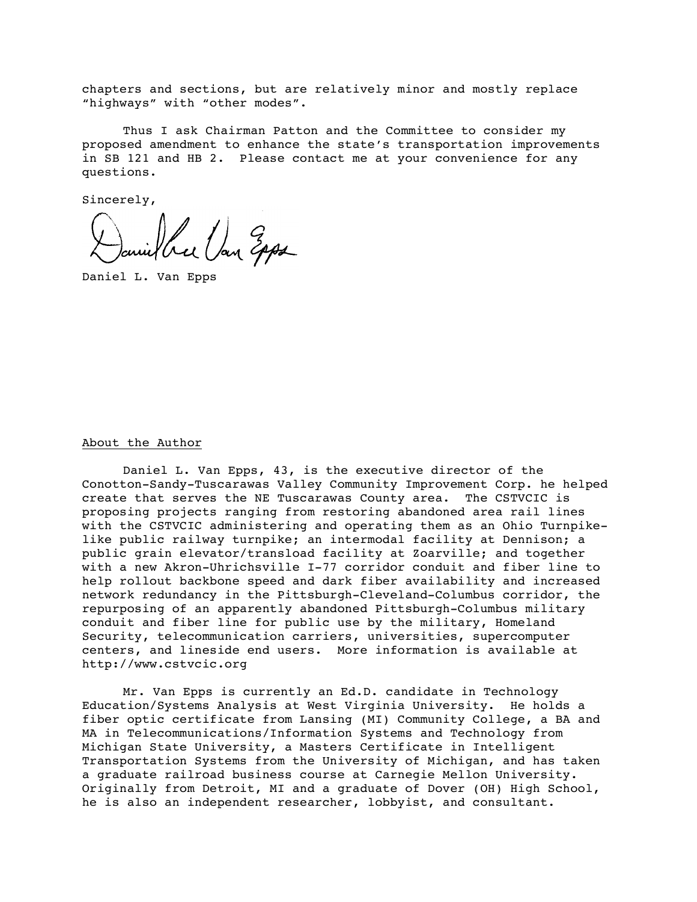chapters and sections, but are relatively minor and mostly replace "highways" with "other modes".

Thus I ask Chairman Patton and the Committee to consider my proposed amendment to enhance the state's transportation improvements in SB 121 and HB 2. Please contact me at your convenience for any questions.

Sincerely,

Daniel L. Van Epps

About the Author

Daniel L. Van Epps, 43, is the executive director of the Conotton-Sandy-Tuscarawas Valley Community Improvement Corp. he helped create that serves the NE Tuscarawas County area. The CSTVCIC is proposing projects ranging from restoring abandoned area rail lines with the CSTVCIC administering and operating them as an Ohio Turnpike-like public railway turnpike; an intermodal facility at Dennison; a public grain elevator/transload facility at Zoarville; and together with a new Akron-Uhrichsville I-77 corridor conduit and fiber line to help rollout backbone speed and dark fiber availability and increased network redundancy in the Pittsburgh-Cleveland-Columbus corridor, the repurposing of an apparently abandoned Pittsburgh-Columbus military conduit and fiber line for public use by the military, Homeland Security, telecommunication carriers, universities, supercomputer centers, and lineside end users. More information is available at http://www.cstvcic.org

Mr. Van Epps is currently an Ed.D. candidate in Technology Education/Systems Analysis at West Virginia University. He holds a fiber optic certificate from Lansing (MI) Community College, a BA and MA in Telecommunications/Information Systems and Technology from Michigan State University, a Masters Certificate in Intelligent Transportation Systems from the University of Michigan, and has taken a graduate railroad business course at Carnegie Mellon University. Originally from Detroit, MI and a graduate of Dover (OH) High School, he is also an independent researcher, lobbyist, and consultant.